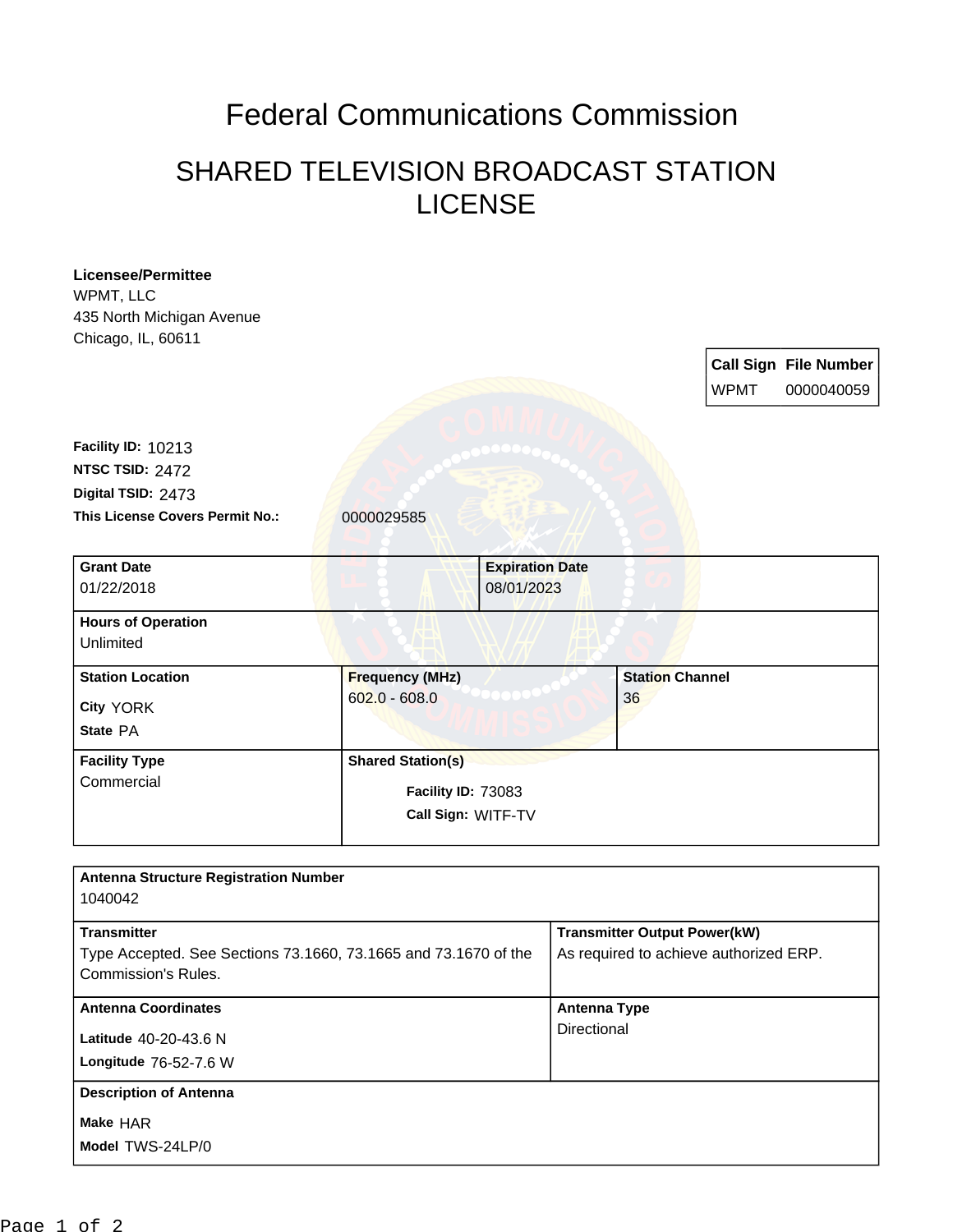# Federal Communications Commission

## SHARED TELEVISION BROADCAST STATION LICENSE

**Licensee/Permittee**
WPMT, LLC
435 North Michigan Avenue
Chicago, IL, 60611

| Call Sign | File Number |
|---|---|
| WPMT | 0000040059 |

**Facility ID:** 10213
**NTSC TSID:** 2472
**Digital TSID:** 2473
**This License Covers Permit No.:** 0000029585

| **Grant Date** | **Expiration Date** |
|---|---|
| 01/22/2018 | 08/01/2023 |

**Hours of Operation**
Unlimited

| **Station Location** | **Frequency (MHz)** | **Station Channel** |
|---|---|---|
| City YORK<br>State PA | 602.0 - 608.0 | 36 |

| **Facility Type** | **Shared Station(s)** |
|---|---|
| Commercial | Facility ID: 73083<br>Call Sign: WITF-TV |

**Antenna Structure Registration Number**
1040042

| **Transmitter** | **Transmitter Output Power(kW)** |
|---|---|
| Type Accepted. See Sections 73.1660, 73.1665 and 73.1670 of the Commission's Rules. | As required to achieve authorized ERP. |

| **Antenna Coordinates** | **Antenna Type** |
|---|---|
| Latitude 40-20-43.6 N<br>Longitude 76-52-7.6 W | Directional |

**Description of Antenna**
Make HAR
Model TWS-24LP/0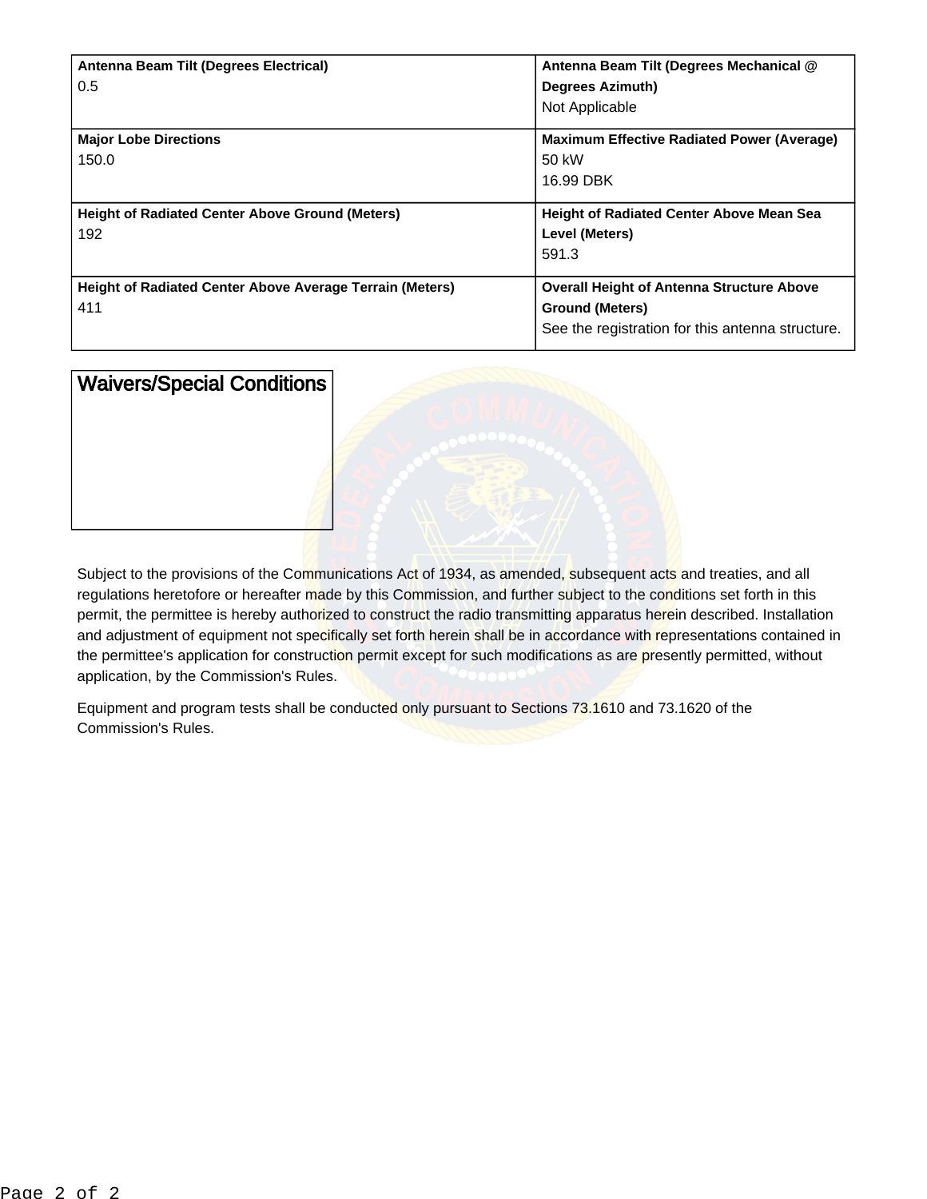| | |
|---|---|
| **Antenna Beam Tilt (Degrees Electrical)**<br>0.5 | **Antenna Beam Tilt (Degrees Mechanical @ Degrees Azimuth)**<br>Not Applicable |
| **Major Lobe Directions**<br>150.0 | **Maximum Effective Radiated Power (Average)**<br>50 kW<br>16.99 DBK |
| **Height of Radiated Center Above Ground (Meters)**<br>192 | **Height of Radiated Center Above Mean Sea Level (Meters)**<br>591.3 |
| **Height of Radiated Center Above Average Terrain (Meters)**<br>411 | **Overall Height of Antenna Structure Above Ground (Meters)**<br>See the registration for this antenna structure. |

## Waivers/Special Conditions

Subject to the provisions of the Communications Act of 1934, as amended, subsequent acts and treaties, and all regulations heretofore or hereafter made by this Commission, and further subject to the conditions set forth in this permit, the permittee is hereby authorized to construct the radio transmitting apparatus herein described. Installation and adjustment of equipment not specifically set forth herein shall be in accordance with representations contained in the permittee's application for construction permit except for such modifications as are presently permitted, without application, by the Commission's Rules.

Equipment and program tests shall be conducted only pursuant to Sections 73.1610 and 73.1620 of the Commission's Rules.